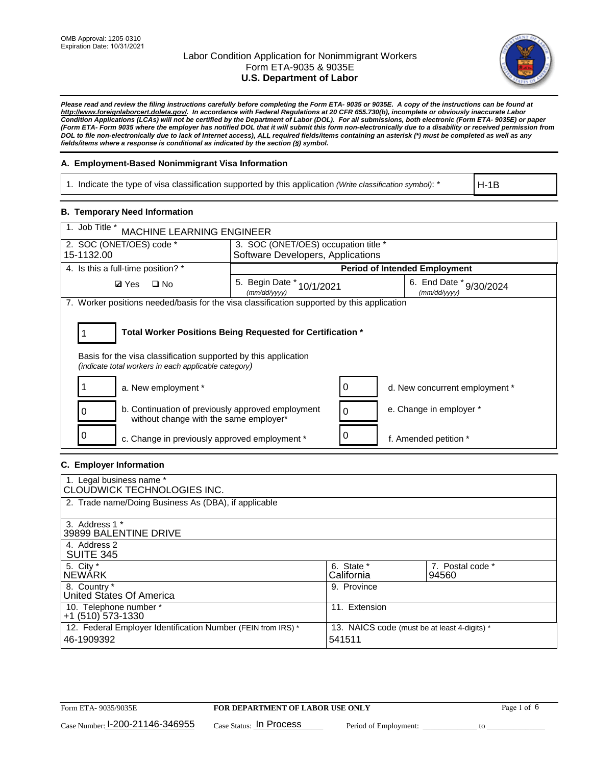OMB Approval: 1205-0310
Expiration Date: 10/31/2021

# Labor Condition Application for Nonimmigrant Workers
## Form ETA-9035 & 9035E
## U.S. Department of Labor

***Please read and review the filing instructions carefully before completing the Form ETA- 9035 or 9035E. A copy of the instructions can be found at http://www.foreignlaborcert.doleta.gov/. In accordance with Federal Regulations at 20 CFR 655.730(b), incomplete or obviously inaccurate Labor Condition Applications (LCAs) will not be certified by the Department of Labor (DOL). For all submissions, both electronic (Form ETA- 9035E) or paper (Form ETA- Form 9035 where the employer has notified DOL that it will submit this form non-electronically due to a disability or received permission from DOL to file non-electronically due to lack of Internet access), ALL required fields/items containing an asterisk (*) must be completed as well as any fields/items where a response is conditional as indicated by the section (§) symbol.***

### A. Employment-Based Nonimmigrant Visa Information

| 1. Indicate the type of visa classification supported by this application *(Write classification symbol)*: * | H-1B |
|---|---|

### B. Temporary Need Information

| 1. Job Title * MACHINE LEARNING ENGINEER | | |
|---|---|---|
| 2. SOC (ONET/OES) code * 15-1132.00 | 3. SOC (ONET/OES) occupation title * Software Developers, Applications | |
| 4. Is this a full-time position? * | **Period of Intended Employment** | |
| ☑ Yes ☐ No | 5. Begin Date * (mm/dd/yyyy) 10/1/2021 | 6. End Date * (mm/dd/yyyy) 9/30/2024 |

7. Worker positions needed/basis for the visa classification supported by this application

| 1 | **Total Worker Positions Being Requested for Certification *** |
|---|---|

Basis for the visa classification supported by this application
*(indicate total workers in each applicable category)*

| | | | |
|---|---|---|---|
| 1 | a. New employment * | 0 | d. New concurrent employment * |
| 0 | b. Continuation of previously approved employment without change with the same employer* | 0 | e. Change in employer * |
| 0 | c. Change in previously approved employment * | 0 | f. Amended petition * |

### C. Employer Information

| | | |
|---|---|---|
| 1. Legal business name * CLOUDWICK TECHNOLOGIES INC. | | |
| 2. Trade name/Doing Business As (DBA), if applicable | | |
| 3. Address 1 * 39899 BALENTINE DRIVE | | |
| 4. Address 2 SUITE 345 | | |
| 5. City * NEWARK | 6. State * California | 7. Postal code * 94560 |
| 8. Country * United States Of America | 9. Province | |
| 10. Telephone number * +1 (510) 573-1330 | 11. Extension | |
| 12. Federal Employer Identification Number (FEIN from IRS) * 46-1909392 | 13. NAICS code (must be at least 4-digits) * 541511 | |

Form ETA- 9035/9035E | **FOR DEPARTMENT OF LABOR USE ONLY**

Case Number: I-200-21146-346955 Case Status: In Process Period of Employment: _____________ to _____________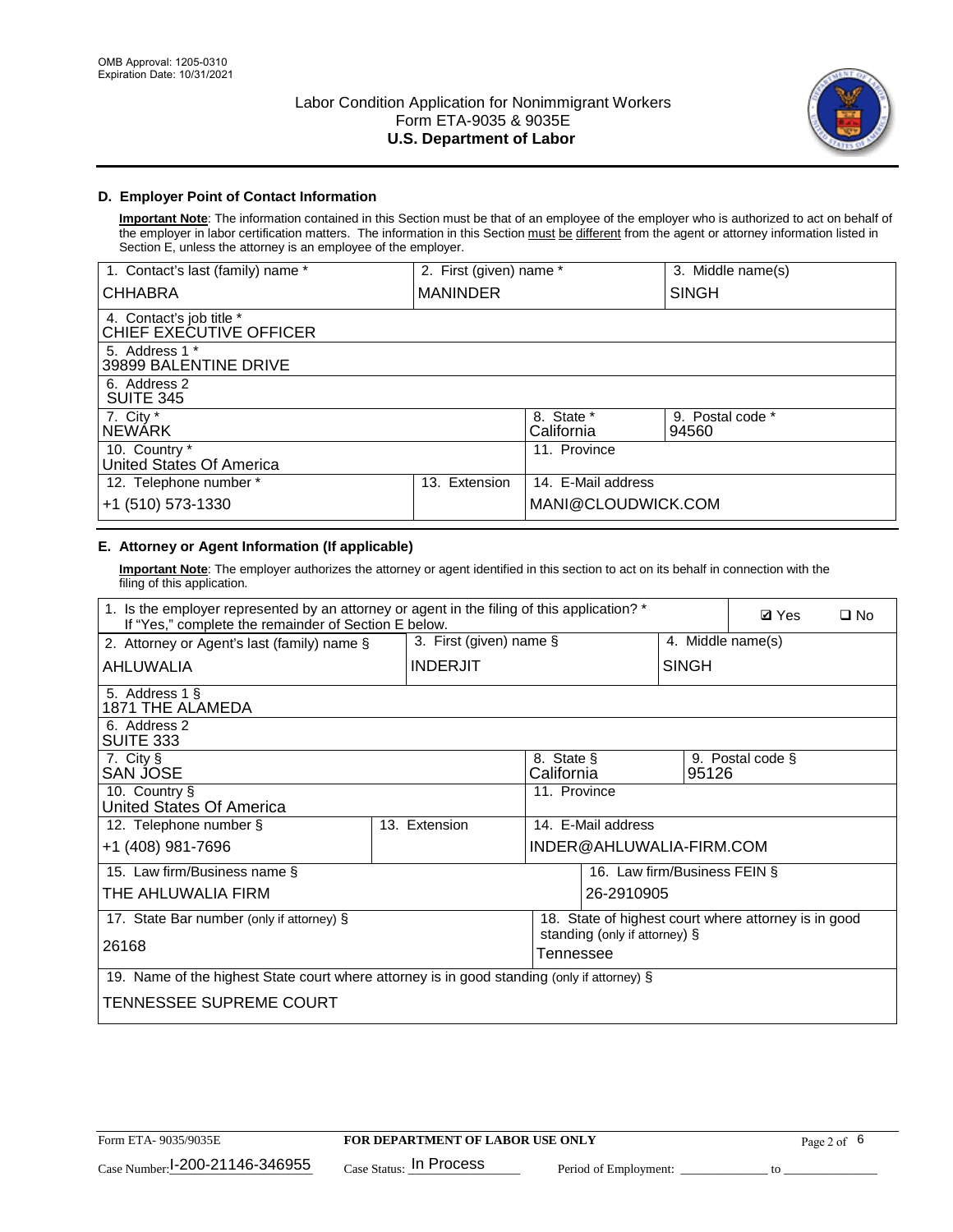OMB Approval: 1205-0310
Expiration Date: 10/31/2021

Labor Condition Application for Nonimmigrant Workers
Form ETA-9035 & 9035E
**U.S. Department of Labor**

### D. Employer Point of Contact Information

**Important Note**: The information contained in this Section must be that of an employee of the employer who is authorized to act on behalf of the employer in labor certification matters. The information in this Section must be different from the agent or attorney information listed in Section E, unless the attorney is an employee of the employer.

| 1. Contact's last (family) name * | 2. First (given) name * | 3. Middle name(s) |
|---|---|---|
| CHHABRA | MANINDER | SINGH |
| 4. Contact's job title * CHIEF EXECUTIVE OFFICER | | |
| 5. Address 1 * 39899 BALENTINE DRIVE | | |
| 6. Address 2 SUITE 345 | | |
| 7. City * NEWARK | 8. State * California | 9. Postal code * 94560 |
| 10. Country * United States Of America | 11. Province | |
| 12. Telephone number * +1 (510) 573-1330 | 13. Extension | 14. E-Mail address MANI@CLOUDWICK.COM |

### E. Attorney or Agent Information (If applicable)

**Important Note**: The employer authorizes the attorney or agent identified in this section to act on its behalf in connection with the filing of this application.

| 1. Is the employer represented by an attorney or agent in the filing of this application? * If "Yes," complete the remainder of Section E below. | | ☑ Yes ☐ No |
|---|---|---|
| 2. Attorney or Agent's last (family) name § | 3. First (given) name § | 4. Middle name(s) |
| AHLUWALIA | INDERJIT | SINGH |
| 5. Address 1 § 1871 THE ALAMEDA | | |
| 6. Address 2 SUITE 333 | | |
| 7. City § SAN JOSE | 8. State § California | 9. Postal code § 95126 |
| 10. Country § United States Of America | 11. Province | |
| 12. Telephone number § +1 (408) 981-7696 | 13. Extension | 14. E-Mail address INDER@AHLUWALIA-FIRM.COM |
| 15. Law firm/Business name § THE AHLUWALIA FIRM | | 16. Law firm/Business FEIN § 26-2910905 |
| 17. State Bar number (only if attorney) § 26168 | | 18. State of highest court where attorney is in good standing (only if attorney) § Tennessee |
| 19. Name of the highest State court where attorney is in good standing (only if attorney) § TENNESSEE SUPREME COURT | | |

Form ETA- 9035/9035E | **FOR DEPARTMENT OF LABOR USE ONLY**
Case Number: I-200-21146-346955 | Case Status: In Process | Period of Employment: ______ to ______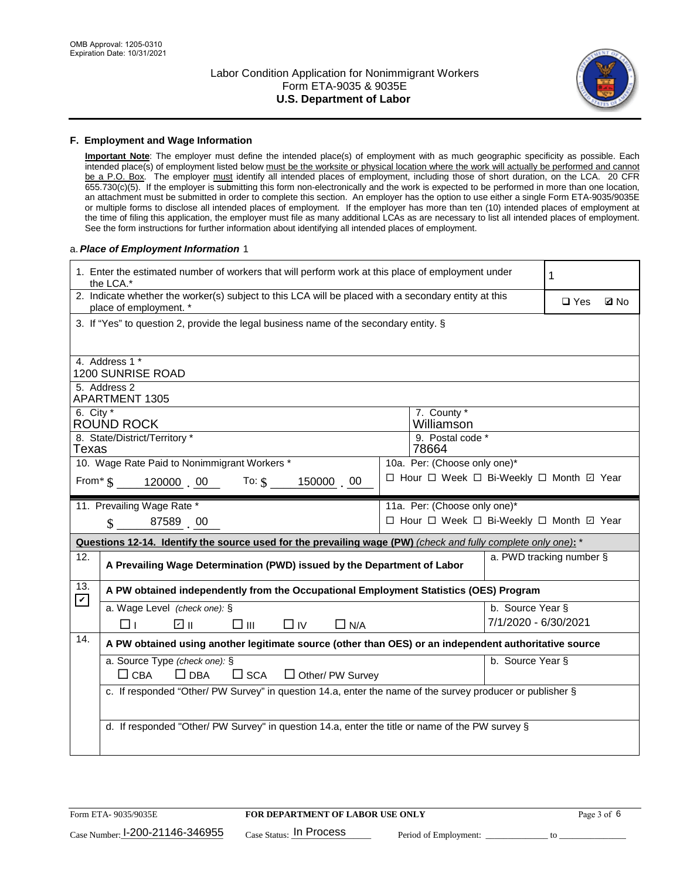### F. Employment and Wage Information

**Important Note**: The employer must define the intended place(s) of employment with as much geographic specificity as possible. Each intended place(s) of employment listed below must be the worksite or physical location where the work will actually be performed and cannot be a P.O. Box. The employer must identify all intended places of employment, including those of short duration, on the LCA. 20 CFR 655.730(c)(5). If the employer is submitting this form non-electronically and the work is expected to be performed in more than one location, an attachment must be submitted in order to complete this section. An employer has the option to use either a single Form ETA-9035/9035E or multiple forms to disclose all intended places of employment. If the employer has more than ten (10) intended places of employment at the time of filing this application, the employer must file as many additional LCAs as are necessary to list all intended places of employment. See the form instructions for further information about identifying all intended places of employment.

a. *Place of Employment Information* 1

| | |
|---|---|
| 1. Enter the estimated number of workers that will perform work at this place of employment under the LCA.* | 1 |
| 2. Indicate whether the worker(s) subject to this LCA will be placed with a secondary entity at this place of employment. * | ☐ Yes ☑ No |
| 3. If "Yes" to question 2, provide the legal business name of the secondary entity. § | |
| 4. Address 1 * 1200 SUNRISE ROAD | |
| 5. Address 2 APARTMENT 1305 | |
| 6. City * ROUND ROCK | 7. County * Williamson |
| 8. State/District/Territory * Texas | 9. Postal code * 78664 |
| 10. Wage Rate Paid to Nonimmigrant Workers * From* $ 120000 . 00 To: $ 150000 . 00 | 10a. Per: (Choose only one)* ☐ Hour ☐ Week ☐ Bi-Weekly ☐ Month ☑ Year |
| 11. Prevailing Wage Rate * $ 87589 . 00 | 11a. Per: (Choose only one)* ☐ Hour ☐ Week ☐ Bi-Weekly ☐ Month ☑ Year |

**Questions 12-14. Identify the source used for the prevailing wage (PW)** *(check and fully complete only one)*: *

| | | |
|---|---|---|
| 12. | **A Prevailing Wage Determination (PWD) issued by the Department of Labor** | a. PWD tracking number § |
| 13. ☑ | **A PW obtained independently from the Occupational Employment Statistics (OES) Program** | |
| | a. Wage Level *(check one)*: § ☐ I ☑ II ☐ III ☐ IV ☐ N/A | b. Source Year § 7/1/2020 - 6/30/2021 |
| 14. | **A PW obtained using another legitimate source (other than OES) or an independent authoritative source** | |
| | a. Source Type *(check one)*: § ☐ CBA ☐ DBA ☐ SCA ☐ Other/ PW Survey | b. Source Year § |
| | c. If responded "Other/ PW Survey" in question 14.a, enter the name of the survey producer or publisher § | |
| | d. If responded "Other/ PW Survey" in question 14.a, enter the title or name of the PW survey § | |

Form ETA- 9035/9035E **FOR DEPARTMENT OF LABOR USE ONLY**

Case Number: I-200-21146-346955 Case Status: In Process Period of Employment: _____________ to _______________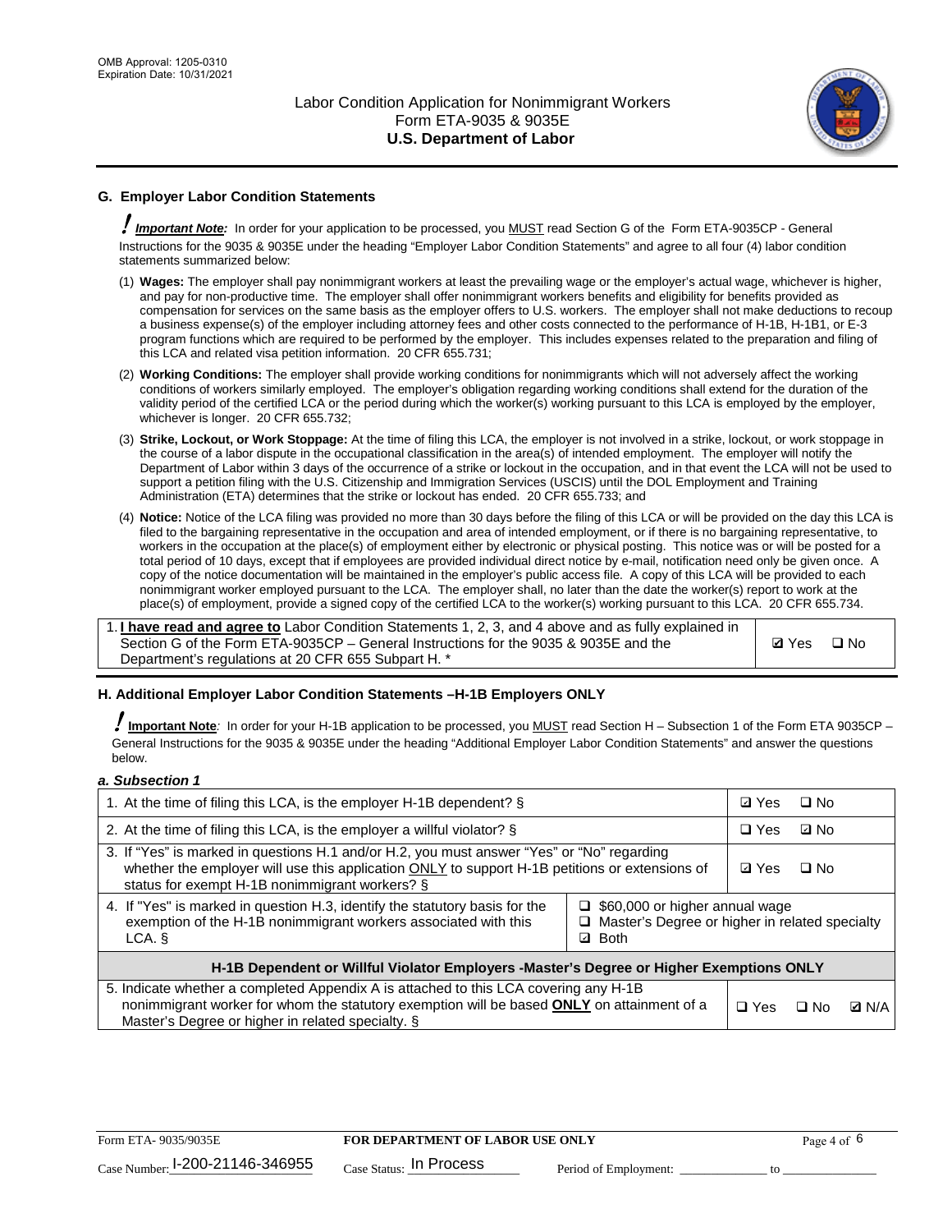## G. Employer Labor Condition Statements

*! **Important Note:*** In order for your application to be processed, you MUST read Section G of the Form ETA-9035CP - General Instructions for the 9035 & 9035E under the heading "Employer Labor Condition Statements" and agree to all four (4) labor condition statements summarized below:

(1) **Wages:** The employer shall pay nonimmigrant workers at least the prevailing wage or the employer's actual wage, whichever is higher, and pay for non-productive time. The employer shall offer nonimmigrant workers benefits and eligibility for benefits provided as compensation for services on the same basis as the employer offers to U.S. workers. The employer shall not make deductions to recoup a business expense(s) of the employer including attorney fees and other costs connected to the performance of H-1B, H-1B1, or E-3 program functions which are required to be performed by the employer. This includes expenses related to the preparation and filing of this LCA and related visa petition information. 20 CFR 655.731;

(2) **Working Conditions:** The employer shall provide working conditions for nonimmigrants which will not adversely affect the working conditions of workers similarly employed. The employer's obligation regarding working conditions shall extend for the duration of the validity period of the certified LCA or the period during which the worker(s) working pursuant to this LCA is employed by the employer, whichever is longer. 20 CFR 655.732;

(3) **Strike, Lockout, or Work Stoppage:** At the time of filing this LCA, the employer is not involved in a strike, lockout, or work stoppage in the course of a labor dispute in the occupational classification in the area(s) of intended employment. The employer will notify the Department of Labor within 3 days of the occurrence of a strike or lockout in the occupation, and in that event the LCA will not be used to support a petition filing with the U.S. Citizenship and Immigration Services (USCIS) until the DOL Employment and Training Administration (ETA) determines that the strike or lockout has ended. 20 CFR 655.733; and

(4) **Notice:** Notice of the LCA filing was provided no more than 30 days before the filing of this LCA or will be provided on the day this LCA is filed to the bargaining representative in the occupation and area of intended employment, or if there is no bargaining representative, to workers in the occupation at the place(s) of employment either by electronic or physical posting. This notice was or will be posted for a total period of 10 days, except that if employees are provided individual direct notice by e-mail, notification need only be given once. A copy of the notice documentation will be maintained in the employer's public access file. A copy of this LCA will be provided to each nonimmigrant worker employed pursuant to the LCA. The employer shall, no later than the date the worker(s) report to work at the place(s) of employment, provide a signed copy of the certified LCA to the worker(s) working pursuant to this LCA. 20 CFR 655.734.

| | |
|---|---|
| 1. **I have read and agree to** Labor Condition Statements 1, 2, 3, and 4 above and as fully explained in Section G of the Form ETA-9035CP – General Instructions for the 9035 & 9035E and the Department's regulations at 20 CFR 655 Subpart H. * | ☑ Yes ☐ No |

## H. Additional Employer Labor Condition Statements –H-1B Employers ONLY

*! **Important Note**:* In order for your H-1B application to be processed, you MUST read Section H – Subsection 1 of the Form ETA 9035CP – General Instructions for the 9035 & 9035E under the heading "Additional Employer Labor Condition Statements" and answer the questions below.

*a. Subsection 1*

| | | |
|---|---|---|
| 1. At the time of filing this LCA, is the employer H-1B dependent? § | | ☑ Yes ☐ No |
| 2. At the time of filing this LCA, is the employer a willful violator? § | | ☐ Yes ☑ No |
| 3. If "Yes" is marked in questions H.1 and/or H.2, you must answer "Yes" or "No" regarding whether the employer will use this application ONLY to support H-1B petitions or extensions of status for exempt H-1B nonimmigrant workers? § | | ☑ Yes ☐ No |
| 4. If "Yes" is marked in question H.3, identify the statutory basis for the exemption of the H-1B nonimmigrant workers associated with this LCA. § | ☐ $60,000 or higher annual wage<br>☐ Master's Degree or higher in related specialty<br>☑ Both | |
| **H-1B Dependent or Willful Violator Employers -Master's Degree or Higher Exemptions ONLY** | | |
| 5. Indicate whether a completed Appendix A is attached to this LCA covering any H-1B nonimmigrant worker for whom the statutory exemption will be based **ONLY** on attainment of a Master's Degree or higher in related specialty. § | | ☐ Yes ☐ No ☑ N/A |

Form ETA- 9035/9035E | **FOR DEPARTMENT OF LABOR USE ONLY** | Case Number: I-200-21146-346955 | Case Status: In Process | Period of Employment: _____________ to _____________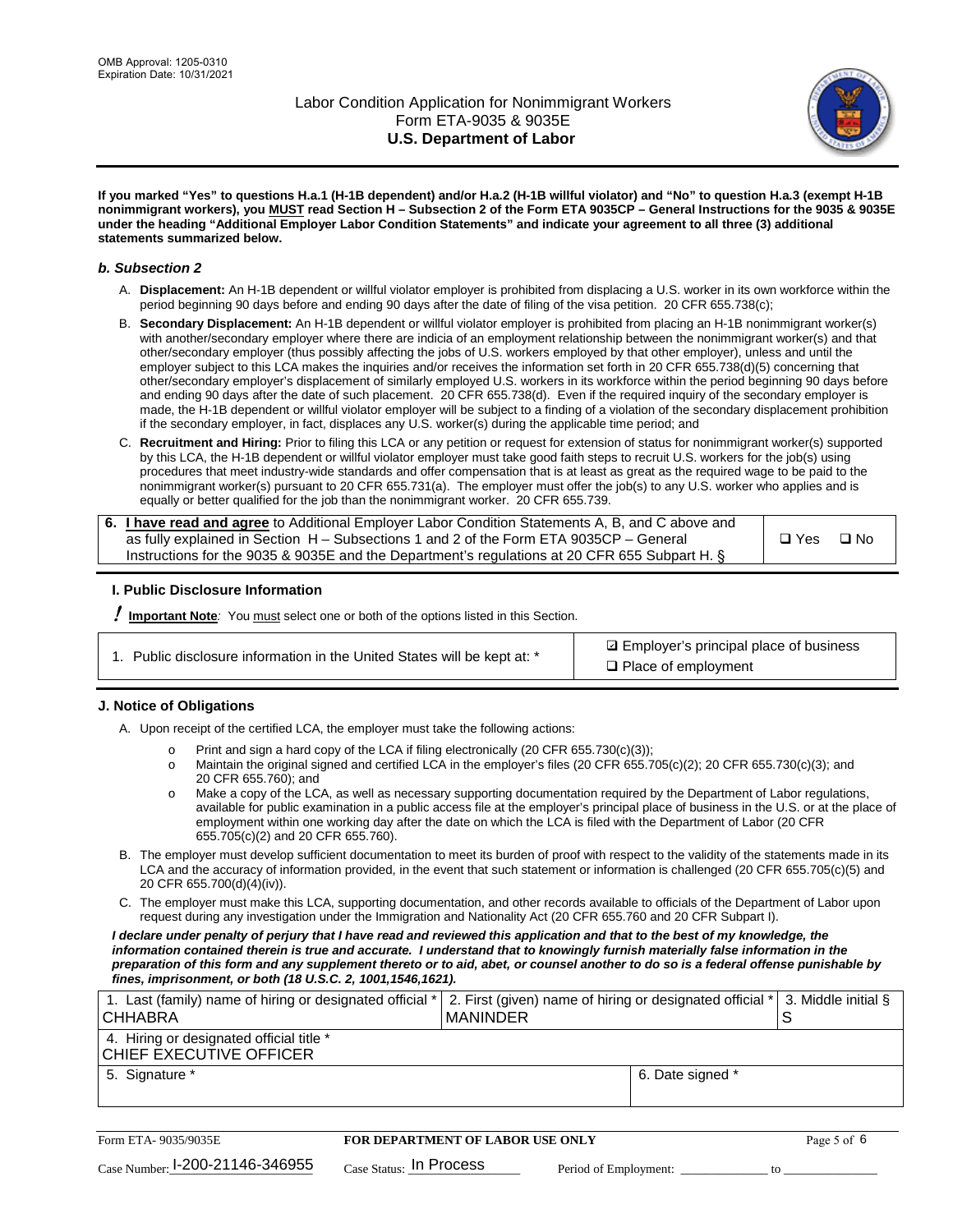**If you marked "Yes" to questions H.a.1 (H-1B dependent) and/or H.a.2 (H-1B willful violator) and "No" to question H.a.3 (exempt H-1B nonimmigrant workers), you MUST read Section H – Subsection 2 of the Form ETA 9035CP – General Instructions for the 9035 & 9035E under the heading "Additional Employer Labor Condition Statements" and indicate your agreement to all three (3) additional statements summarized below.**

### *b. Subsection 2*

A. **Displacement:** An H-1B dependent or willful violator employer is prohibited from displacing a U.S. worker in its own workforce within the period beginning 90 days before and ending 90 days after the date of filing of the visa petition. 20 CFR 655.738(c);

B. **Secondary Displacement:** An H-1B dependent or willful violator employer is prohibited from placing an H-1B nonimmigrant worker(s) with another/secondary employer where there are indicia of an employment relationship between the nonimmigrant worker(s) and that other/secondary employer (thus possibly affecting the jobs of U.S. workers employed by that other employer), unless and until the employer subject to this LCA makes the inquiries and/or receives the information set forth in 20 CFR 655.738(d)(5) concerning that other/secondary employer's displacement of similarly employed U.S. workers in its workforce within the period beginning 90 days before and ending 90 days after the date of such placement. 20 CFR 655.738(d). Even if the required inquiry of the secondary employer is made, the H-1B dependent or willful violator employer will be subject to a finding of a violation of the secondary displacement prohibition if the secondary employer, in fact, displaces any U.S. worker(s) during the applicable time period; and

C. **Recruitment and Hiring:** Prior to filing this LCA or any petition or request for extension of status for nonimmigrant worker(s) supported by this LCA, the H-1B dependent or willful violator employer must take good faith steps to recruit U.S. workers for the job(s) using procedures that meet industry-wide standards and offer compensation that is at least as great as the required wage to be paid to the nonimmigrant worker(s) pursuant to 20 CFR 655.731(a). The employer must offer the job(s) to any U.S. worker who applies and is equally or better qualified for the job than the nonimmigrant worker. 20 CFR 655.739.

| 6. **I have read and agree** to Additional Employer Labor Condition Statements A, B, and C above and as fully explained in Section H – Subsections 1 and 2 of the Form ETA 9035CP – General Instructions for the 9035 & 9035E and the Department's regulations at 20 CFR 655 Subpart H. § | ❑ Yes ❑ No |
|---|---|

## I. Public Disclosure Information

**! Important Note**: You must select one or both of the options listed in this Section.

| 1. Public disclosure information in the United States will be kept at: * | ☑ Employer's principal place of business<br>❑ Place of employment |
|---|---|

## J. Notice of Obligations

A. Upon receipt of the certified LCA, the employer must take the following actions:

- o Print and sign a hard copy of the LCA if filing electronically (20 CFR 655.730(c)(3));
- o Maintain the original signed and certified LCA in the employer's files (20 CFR 655.705(c)(2); 20 CFR 655.730(c)(3); and 20 CFR 655.760); and
- o Make a copy of the LCA, as well as necessary supporting documentation required by the Department of Labor regulations, available for public examination in a public access file at the employer's principal place of business in the U.S. or at the place of employment within one working day after the date on which the LCA is filed with the Department of Labor (20 CFR 655.705(c)(2) and 20 CFR 655.760).

B. The employer must develop sufficient documentation to meet its burden of proof with respect to the validity of the statements made in its LCA and the accuracy of information provided, in the event that such statement or information is challenged (20 CFR 655.705(c)(5) and 20 CFR 655.700(d)(4)(iv)).

C. The employer must make this LCA, supporting documentation, and other records available to officials of the Department of Labor upon request during any investigation under the Immigration and Nationality Act (20 CFR 655.760 and 20 CFR Subpart I).

***I declare under penalty of perjury that I have read and reviewed this application and that to the best of my knowledge, the information contained therein is true and accurate. I understand that to knowingly furnish materially false information in the preparation of this form and any supplement thereto or to aid, abet, or counsel another to do so is a federal offense punishable by fines, imprisonment, or both (18 U.S.C. 2, 1001,1546,1621).***

| 1. Last (family) name of hiring or designated official *<br>CHHABRA | 2. First (given) name of hiring or designated official *<br>MANINDER | 3. Middle initial §<br>S |
|---|---|---|
| 4. Hiring or designated official title *<br>CHIEF EXECUTIVE OFFICER | | |
| 5. Signature * | 6. Date signed * | |

Form ETA- 9035/9035E | **FOR DEPARTMENT OF LABOR USE ONLY**

Case Number: I-200-21146-346955 Case Status: In Process Period of Employment: _____________ to _____________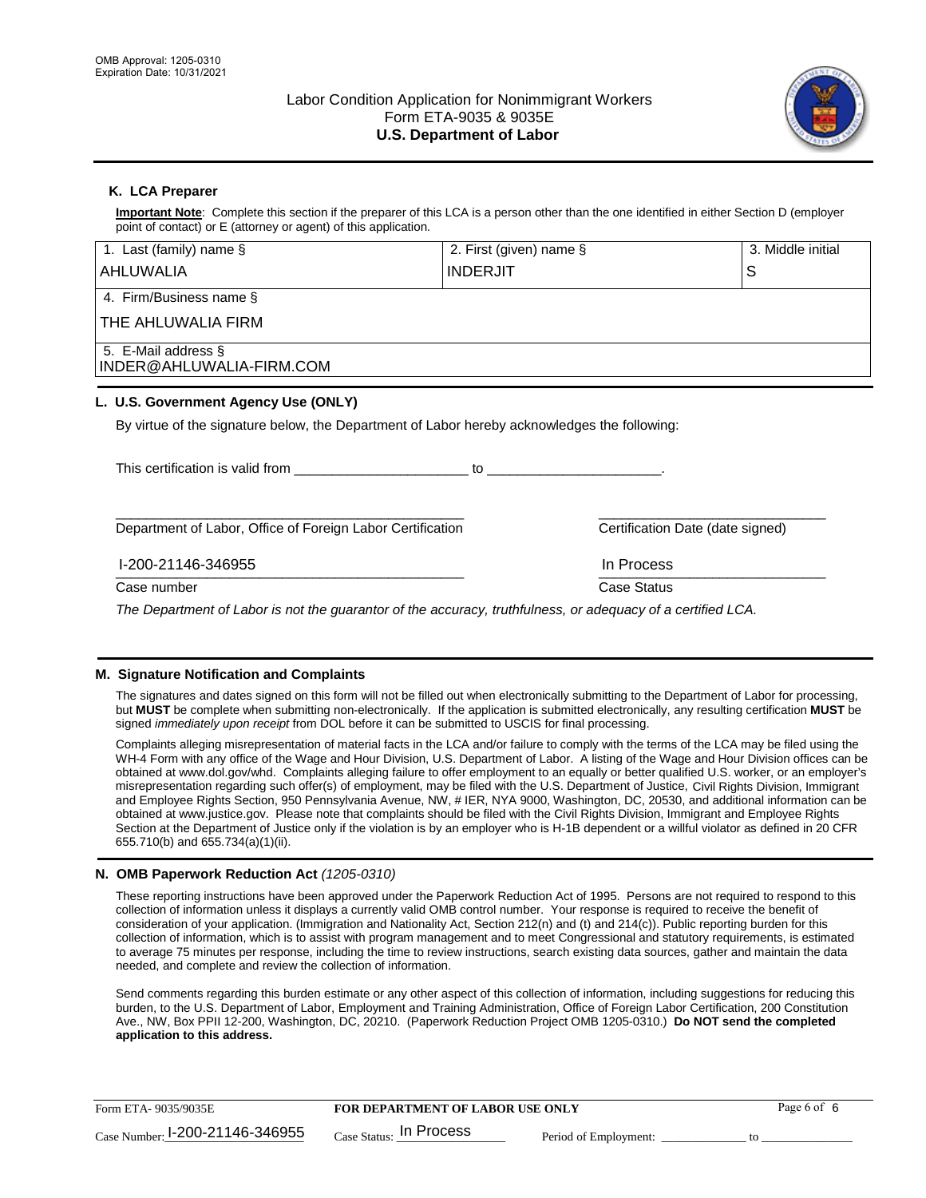OMB Approval: 1205-0310
Expiration Date: 10/31/2021

# Labor Condition Application for Nonimmigrant Workers
## Form ETA-9035 & 9035E
## U.S. Department of Labor

### K. LCA Preparer

**Important Note**: Complete this section if the preparer of this LCA is a person other than the one identified in either Section D (employer point of contact) or E (attorney or agent) of this application.

| 1. Last (family) name § | 2. First (given) name § | 3. Middle initial |
|---|---|---|
| AHLUWALIA | INDERJIT | S |
| 4. Firm/Business name § | | |
| THE AHLUWALIA FIRM | | |
| 5. E-Mail address § | | |
| INDER@AHLUWALIA-FIRM.COM | | |

### L. U.S. Government Agency Use (ONLY)

By virtue of the signature below, the Department of Labor hereby acknowledges the following:

This certification is valid from ______________________ to ______________________.

_____________________________________________ Department of Labor, Office of Foreign Labor Certification

_____________________________ Certification Date (date signed)

I-200-21146-346955
Case number

In Process
Case Status

*The Department of Labor is not the guarantor of the accuracy, truthfulness, or adequacy of a certified LCA.*

### M. Signature Notification and Complaints

The signatures and dates signed on this form will not be filled out when electronically submitting to the Department of Labor for processing, but **MUST** be complete when submitting non-electronically. If the application is submitted electronically, any resulting certification **MUST** be signed *immediately upon receipt* from DOL before it can be submitted to USCIS for final processing.

Complaints alleging misrepresentation of material facts in the LCA and/or failure to comply with the terms of the LCA may be filed using the WH-4 Form with any office of the Wage and Hour Division, U.S. Department of Labor. A listing of the Wage and Hour Division offices can be obtained at www.dol.gov/whd. Complaints alleging failure to offer employment to an equally or better qualified U.S. worker, or an employer's misrepresentation regarding such offer(s) of employment, may be filed with the U.S. Department of Justice, Civil Rights Division, Immigrant and Employee Rights Section, 950 Pennsylvania Avenue, NW, # IER, NYA 9000, Washington, DC, 20530, and additional information can be obtained at www.justice.gov. Please note that complaints should be filed with the Civil Rights Division, Immigrant and Employee Rights Section at the Department of Justice only if the violation is by an employer who is H-1B dependent or a willful violator as defined in 20 CFR 655.710(b) and 655.734(a)(1)(ii).

### N. OMB Paperwork Reduction Act *(1205-0310)*

These reporting instructions have been approved under the Paperwork Reduction Act of 1995. Persons are not required to respond to this collection of information unless it displays a currently valid OMB control number. Your response is required to receive the benefit of consideration of your application. (Immigration and Nationality Act, Section 212(n) and (t) and 214(c)). Public reporting burden for this collection of information, which is to assist with program management and to meet Congressional and statutory requirements, is estimated to average 75 minutes per response, including the time to review instructions, search existing data sources, gather and maintain the data needed, and complete and review the collection of information.

Send comments regarding this burden estimate or any other aspect of this collection of information, including suggestions for reducing this burden, to the U.S. Department of Labor, Employment and Training Administration, Office of Foreign Labor Certification, 200 Constitution Ave., NW, Box PPII 12-200, Washington, DC, 20210. (Paperwork Reduction Project OMB 1205-0310.) **Do NOT send the completed application to this address.**